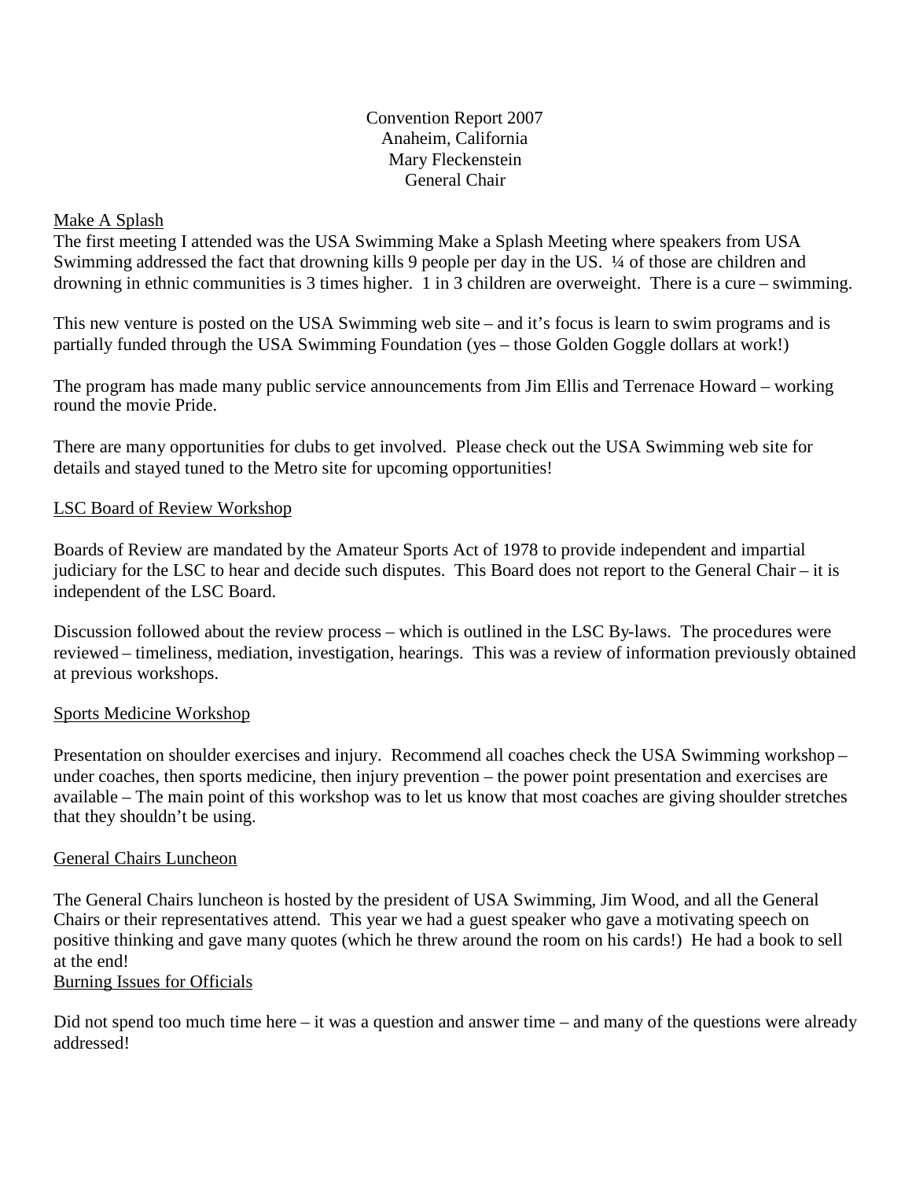Convention Report 2007
Anaheim, California
Mary Fleckenstein
General Chair

Make A Splash

The first meeting I attended was the USA Swimming Make a Splash Meeting where speakers from USA Swimming addressed the fact that drowning kills 9 people per day in the US. ¼ of those are children and drowning in ethnic communities is 3 times higher. 1 in 3 children are overweight. There is a cure – swimming.

This new venture is posted on the USA Swimming web site – and it's focus is learn to swim programs and is partially funded through the USA Swimming Foundation (yes – those Golden Goggle dollars at work!)

The program has made many public service announcements from Jim Ellis and Terrenace Howard – working round the movie Pride.

There are many opportunities for clubs to get involved. Please check out the USA Swimming web site for details and stayed tuned to the Metro site for upcoming opportunities!

LSC Board of Review Workshop

Boards of Review are mandated by the Amateur Sports Act of 1978 to provide independent and impartial judiciary for the LSC to hear and decide such disputes. This Board does not report to the General Chair – it is independent of the LSC Board.

Discussion followed about the review process – which is outlined in the LSC By-laws. The procedures were reviewed – timeliness, mediation, investigation, hearings. This was a review of information previously obtained at previous workshops.

Sports Medicine Workshop

Presentation on shoulder exercises and injury. Recommend all coaches check the USA Swimming workshop – under coaches, then sports medicine, then injury prevention – the power point presentation and exercises are available – The main point of this workshop was to let us know that most coaches are giving shoulder stretches that they shouldn't be using.

General Chairs Luncheon

The General Chairs luncheon is hosted by the president of USA Swimming, Jim Wood, and all the General Chairs or their representatives attend. This year we had a guest speaker who gave a motivating speech on positive thinking and gave many quotes (which he threw around the room on his cards!) He had a book to sell at the end!

Burning Issues for Officials

Did not spend too much time here – it was a question and answer time – and many of the questions were already addressed!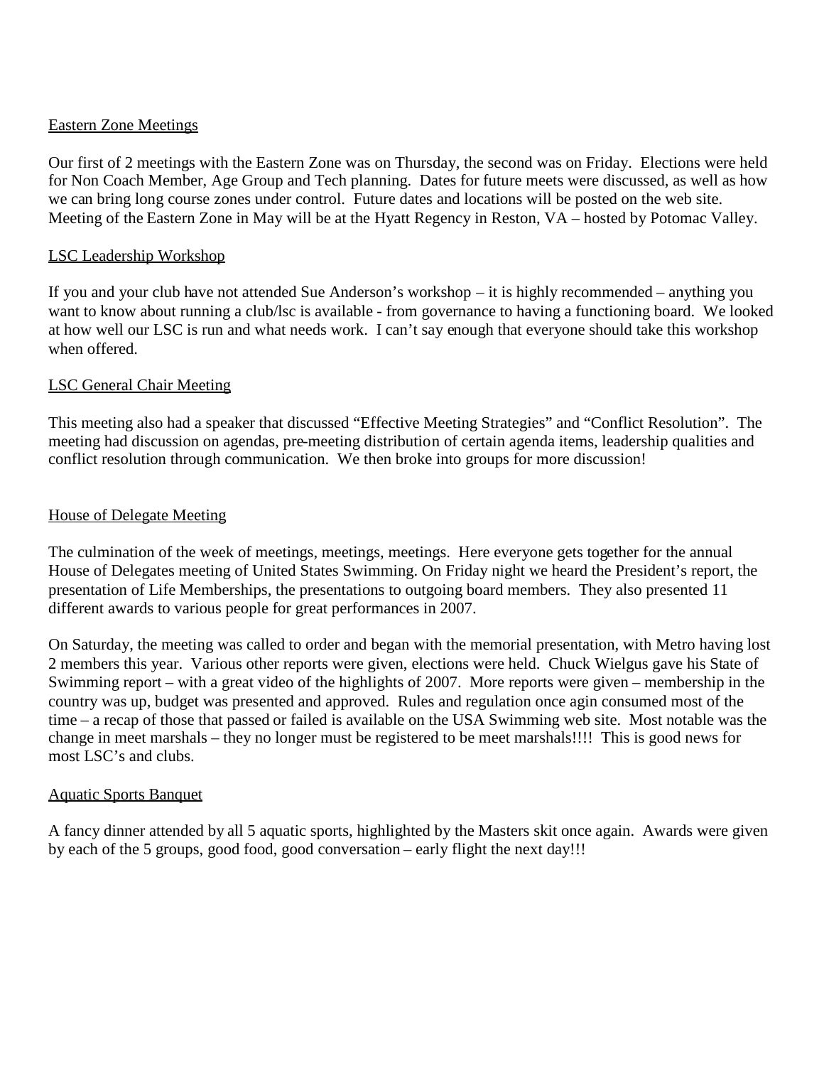## Eastern Zone Meetings

Our first of 2 meetings with the Eastern Zone was on Thursday, the second was on Friday. Elections were held for Non Coach Member, Age Group and Tech planning. Dates for future meets were discussed, as well as how we can bring long course zones under control. Future dates and locations will be posted on the web site. Meeting of the Eastern Zone in May will be at the Hyatt Regency in Reston, VA – hosted by Potomac Valley.

## LSC Leadership Workshop

If you and your club have not attended Sue Anderson's workshop – it is highly recommended – anything you want to know about running a club/lsc is available - from governance to having a functioning board. We looked at how well our LSC is run and what needs work. I can't say enough that everyone should take this workshop when offered.

## LSC General Chair Meeting

This meeting also had a speaker that discussed "Effective Meeting Strategies" and "Conflict Resolution". The meeting had discussion on agendas, pre-meeting distribution of certain agenda items, leadership qualities and conflict resolution through communication. We then broke into groups for more discussion!

## House of Delegate Meeting

The culmination of the week of meetings, meetings, meetings. Here everyone gets together for the annual House of Delegates meeting of United States Swimming. On Friday night we heard the President's report, the presentation of Life Memberships, the presentations to outgoing board members. They also presented 11 different awards to various people for great performances in 2007.

On Saturday, the meeting was called to order and began with the memorial presentation, with Metro having lost 2 members this year. Various other reports were given, elections were held. Chuck Wielgus gave his State of Swimming report – with a great video of the highlights of 2007. More reports were given – membership in the country was up, budget was presented and approved. Rules and regulation once agin consumed most of the time – a recap of those that passed or failed is available on the USA Swimming web site. Most notable was the change in meet marshals – they no longer must be registered to be meet marshals!!!! This is good news for most LSC's and clubs.

## Aquatic Sports Banquet

A fancy dinner attended by all 5 aquatic sports, highlighted by the Masters skit once again. Awards were given by each of the 5 groups, good food, good conversation – early flight the next day!!!